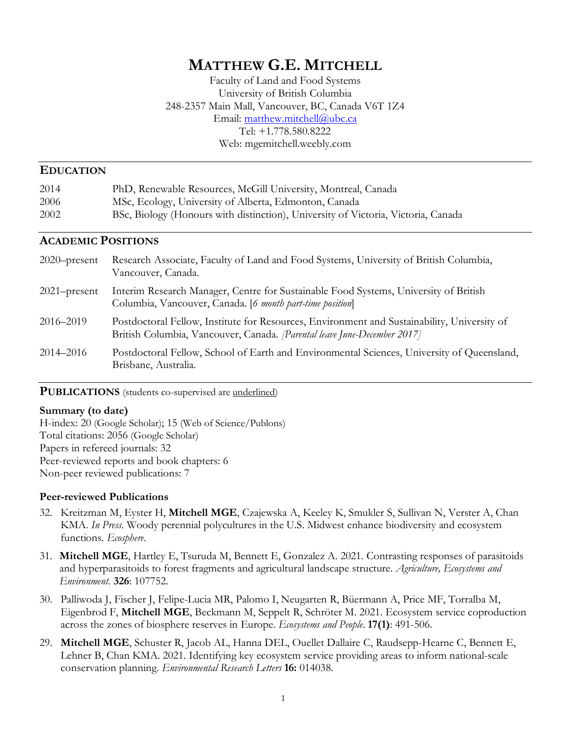# Matthew G.E. Mitchell

Faculty of Land and Food Systems
University of British Columbia
248-2357 Main Mall, Vancouver, BC, Canada V6T 1Z4
Email: matthew.mitchell@ubc.ca
Tel: +1.778.580.8222
Web: mgemitchell.weebly.com

## Education

| | |
|---|---|
| 2014 | PhD, Renewable Resources, McGill University, Montreal, Canada |
| 2006 | MSc, Ecology, University of Alberta, Edmonton, Canada |
| 2002 | BSc, Biology (Honours with distinction), University of Victoria, Victoria, Canada |

## Academic Positions

| | |
|---|---|
| 2020–present | Research Associate, Faculty of Land and Food Systems, University of British Columbia, Vancouver, Canada. |
| 2021–present | Interim Research Manager, Centre for Sustainable Food Systems, University of British Columbia, Vancouver, Canada. [*6 month part-time position*] |
| 2016–2019 | Postdoctoral Fellow, Institute for Resources, Environment and Sustainability, University of British Columbia, Vancouver, Canada. *[Parental leave June-December 2017]* |
| 2014–2016 | Postdoctoral Fellow, School of Earth and Environmental Sciences, University of Queensland, Brisbane, Australia. |

## Publications (students co-supervised are underlined)

### Summary (to date)

H-index: 20 (Google Scholar); 15 (Web of Science/Publons)
Total citations: 2056 (Google Scholar)
Papers in refereed journals: 32
Peer-reviewed reports and book chapters: 6
Non-peer reviewed publications: 7

### Peer-reviewed Publications

32. Kreitzman M, Eyster H, **Mitchell MGE**, Czajewska A, Keeley K, Smukler S, Sullivan N, Verster A, Chan KMA. *In Press*. Woody perennial polycultures in the U.S. Midwest enhance biodiversity and ecosystem functions. *Ecosphere*.

31. **Mitchell MGE**, Hartley E, Tsuruda M, Bennett E, Gonzalez A. 2021. Contrasting responses of parasitoids and hyperparasitoids to forest fragments and agricultural landscape structure. *Agriculture, Ecosystems and Environment*. **326**: 107752.

30. Palliwoda J, Fischer J, Felipe-Lucia MR, Palomo I, Neugarten R, Büermann A, Price MF, Torralba M, Eigenbrod F, **Mitchell MGE**, Beckmann M, Seppelt R, Schröter M. 2021. Ecosystem service coproduction across the zones of biosphere reserves in Europe. *Ecosystems and People*. **17(1)**: 491-506.

29. **Mitchell MGE**, Schuster R, Jacob AL, Hanna DEL, Ouellet Dallaire C, Raudsepp-Hearne C, Bennett E, Lehner B, Chan KMA. 2021. Identifying key ecosystem service providing areas to inform national-scale conservation planning. *Environmental Research Letters* **16:** 014038.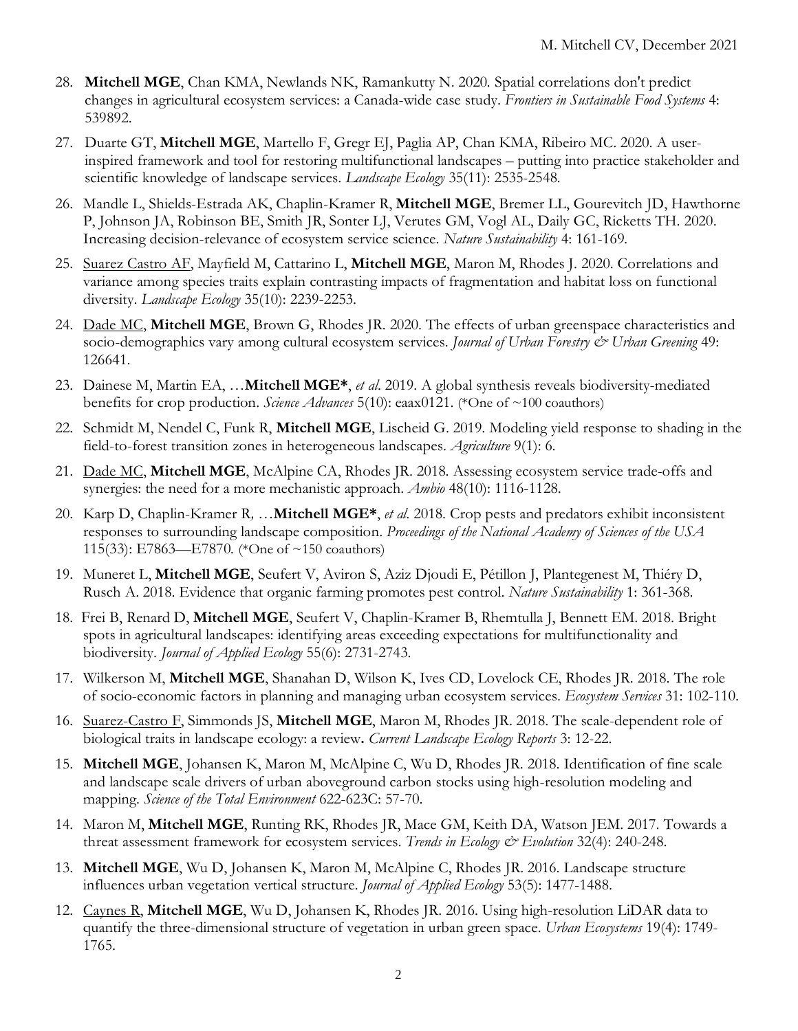28. **Mitchell MGE**, Chan KMA, Newlands NK, Ramankutty N. 2020. Spatial correlations don't predict changes in agricultural ecosystem services: a Canada-wide case study. *Frontiers in Sustainable Food Systems* 4: 539892.

27. Duarte GT, **Mitchell MGE**, Martello F, Gregr EJ, Paglia AP, Chan KMA, Ribeiro MC. 2020. A user-inspired framework and tool for restoring multifunctional landscapes – putting into practice stakeholder and scientific knowledge of landscape services. *Landscape Ecology* 35(11): 2535-2548.

26. Mandle L, Shields-Estrada AK, Chaplin-Kramer R, **Mitchell MGE**, Bremer LL, Gourevitch JD, Hawthorne P, Johnson JA, Robinson BE, Smith JR, Sonter LJ, Verutes GM, Vogl AL, Daily GC, Ricketts TH. 2020. Increasing decision-relevance of ecosystem service science. *Nature Sustainability* 4: 161-169.

25. <u>Suarez Castro AF</u>, Mayfield M, Cattarino L, **Mitchell MGE**, Maron M, Rhodes J. 2020. Correlations and variance among species traits explain contrasting impacts of fragmentation and habitat loss on functional diversity. *Landscape Ecology* 35(10): 2239-2253.

24. <u>Dade MC</u>, **Mitchell MGE**, Brown G, Rhodes JR. 2020. The effects of urban greenspace characteristics and socio-demographics vary among cultural ecosystem services. *Journal of Urban Forestry & Urban Greening* 49: 126641.

23. Dainese M, Martin EA, …**Mitchell MGE\***, *et al*. 2019. A global synthesis reveals biodiversity-mediated benefits for crop production. *Science Advances* 5(10): eaax0121. (*One of ~100 coauthors)

22. Schmidt M, Nendel C, Funk R, **Mitchell MGE**, Lischeid G. 2019. Modeling yield response to shading in the field-to-forest transition zones in heterogeneous landscapes. *Agriculture* 9(1): 6.

21. <u>Dade MC</u>, **Mitchell MGE**, McAlpine CA, Rhodes JR. 2018. Assessing ecosystem service trade-offs and synergies: the need for a more mechanistic approach. *Ambio* 48(10): 1116-1128.

20. Karp D, Chaplin-Kramer R, …**Mitchell MGE\***, *et al*. 2018. Crop pests and predators exhibit inconsistent responses to surrounding landscape composition. *Proceedings of the National Academy of Sciences of the USA* 115(33): E7863—E7870. (*One of ~150 coauthors)

19. Muneret L, **Mitchell MGE**, Seufert V, Aviron S, Aziz Djoudi E, Pétillon J, Plantegenest M, Thiéry D, Rusch A. 2018. Evidence that organic farming promotes pest control. *Nature Sustainability* 1: 361-368.

18. Frei B, Renard D, **Mitchell MGE**, Seufert V, Chaplin-Kramer B, Rhemtulla J, Bennett EM. 2018. Bright spots in agricultural landscapes: identifying areas exceeding expectations for multifunctionality and biodiversity. *Journal of Applied Ecology* 55(6): 2731-2743.

17. Wilkerson M, **Mitchell MGE**, Shanahan D, Wilson K, Ives CD, Lovelock CE, Rhodes JR. 2018. The role of socio-economic factors in planning and managing urban ecosystem services. *Ecosystem Services* 31: 102-110.

16. <u>Suarez-Castro F</u>, Simmonds JS, **Mitchell MGE**, Maron M, Rhodes JR. 2018. The scale-dependent role of biological traits in landscape ecology: a review**.** *Current Landscape Ecology Reports* 3: 12-22.

15. **Mitchell MGE**, Johansen K, Maron M, McAlpine C, Wu D, Rhodes JR. 2018. Identification of fine scale and landscape scale drivers of urban aboveground carbon stocks using high-resolution modeling and mapping. *Science of the Total Environment* 622-623C: 57-70.

14. Maron M, **Mitchell MGE**, Runting RK, Rhodes JR, Mace GM, Keith DA, Watson JEM. 2017. Towards a threat assessment framework for ecosystem services. *Trends in Ecology & Evolution* 32(4): 240-248.

13. **Mitchell MGE**, Wu D, Johansen K, Maron M, McAlpine C, Rhodes JR. 2016. Landscape structure influences urban vegetation vertical structure. *Journal of Applied Ecology* 53(5): 1477-1488.

12. <u>Caynes R</u>, **Mitchell MGE**, Wu D, Johansen K, Rhodes JR. 2016. Using high-resolution LiDAR data to quantify the three-dimensional structure of vegetation in urban green space. *Urban Ecosystems* 19(4): 1749-1765.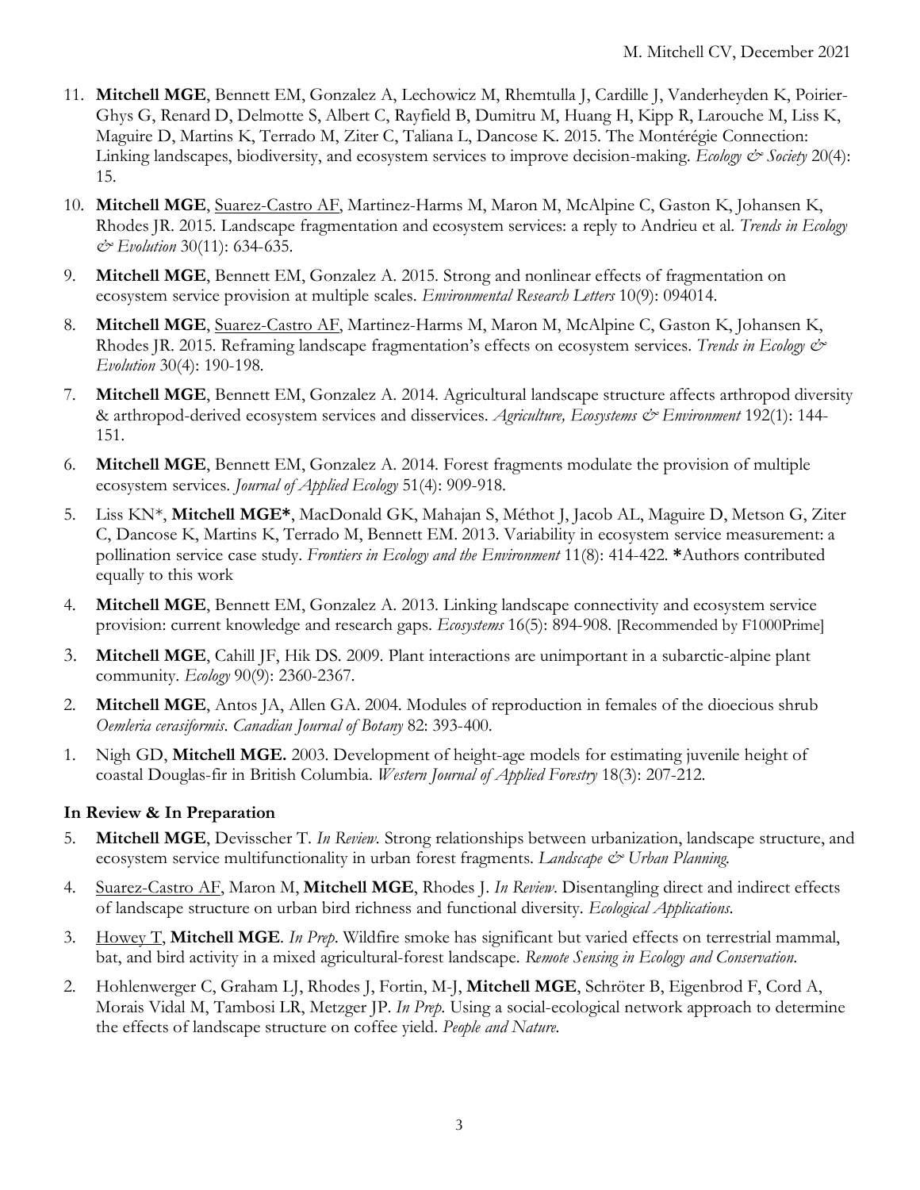11. **Mitchell MGE**, Bennett EM, Gonzalez A, Lechowicz M, Rhemtulla J, Cardille J, Vanderheyden K, Poirier-Ghys G, Renard D, Delmotte S, Albert C, Rayfield B, Dumitru M, Huang H, Kipp R, Larouche M, Liss K, Maguire D, Martins K, Terrado M, Ziter C, Taliana L, Dancose K. 2015. The Montérégie Connection: Linking landscapes, biodiversity, and ecosystem services to improve decision-making. *Ecology & Society* 20(4): 15.

10. **Mitchell MGE**, Suarez-Castro AF, Martinez-Harms M, Maron M, McAlpine C, Gaston K, Johansen K, Rhodes JR. 2015. Landscape fragmentation and ecosystem services: a reply to Andrieu et al. *Trends in Ecology & Evolution* 30(11): 634-635.

9. **Mitchell MGE**, Bennett EM, Gonzalez A. 2015. Strong and nonlinear effects of fragmentation on ecosystem service provision at multiple scales. *Environmental Research Letters* 10(9): 094014.

8. **Mitchell MGE**, Suarez-Castro AF, Martinez-Harms M, Maron M, McAlpine C, Gaston K, Johansen K, Rhodes JR. 2015. Reframing landscape fragmentation's effects on ecosystem services. *Trends in Ecology & Evolution* 30(4): 190-198.

7. **Mitchell MGE**, Bennett EM, Gonzalez A. 2014. Agricultural landscape structure affects arthropod diversity & arthropod-derived ecosystem services and disservices. *Agriculture, Ecosystems & Environment* 192(1): 144-151.

6. **Mitchell MGE**, Bennett EM, Gonzalez A. 2014. Forest fragments modulate the provision of multiple ecosystem services. *Journal of Applied Ecology* 51(4): 909-918.

5. Liss KN*, **Mitchell MGE***, MacDonald GK, Mahajan S, Méthot J, Jacob AL, Maguire D, Metson G, Ziter C, Dancose K, Martins K, Terrado M, Bennett EM. 2013. Variability in ecosystem service measurement: a pollination service case study. *Frontiers in Ecology and the Environment* 11(8): 414-422. ***Authors contributed equally to this work**

4. **Mitchell MGE**, Bennett EM, Gonzalez A. 2013. Linking landscape connectivity and ecosystem service provision: current knowledge and research gaps. *Ecosystems* 16(5): 894-908. [Recommended by F1000Prime]

3. **Mitchell MGE**, Cahill JF, Hik DS. 2009. Plant interactions are unimportant in a subarctic-alpine plant community. *Ecology* 90(9): 2360-2367.

2. **Mitchell MGE**, Antos JA, Allen GA. 2004. Modules of reproduction in females of the dioecious shrub *Oemleria cerasiformis*. *Canadian Journal of Botany* 82: 393-400.

1. Nigh GD, **Mitchell MGE.** 2003. Development of height-age models for estimating juvenile height of coastal Douglas-fir in British Columbia. *Western Journal of Applied Forestry* 18(3): 207-212.

### In Review & In Preparation

5. **Mitchell MGE**, Devisscher T. *In Review*. Strong relationships between urbanization, landscape structure, and ecosystem service multifunctionality in urban forest fragments. *Landscape & Urban Planning.*

4. Suarez-Castro AF, Maron M, **Mitchell MGE**, Rhodes J. *In Review*. Disentangling direct and indirect effects of landscape structure on urban bird richness and functional diversity. *Ecological Applications.*

3. Howey T, **Mitchell MGE**. *In Prep*. Wildfire smoke has significant but varied effects on terrestrial mammal, bat, and bird activity in a mixed agricultural-forest landscape. *Remote Sensing in Ecology and Conservation.*

2. Hohlenwerger C, Graham LJ, Rhodes J, Fortin, M-J, **Mitchell MGE**, Schröter B, Eigenbrod F, Cord A, Morais Vidal M, Tambosi LR, Metzger JP. *In Prep*. Using a social-ecological network approach to determine the effects of landscape structure on coffee yield. *People and Nature.*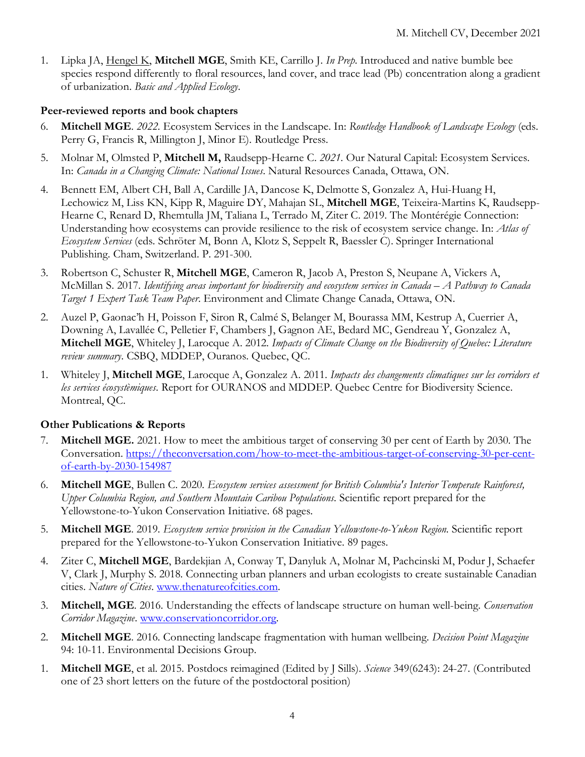1. Lipka JA, <u>Hengel K</u>, **Mitchell MGE**, Smith KE, Carrillo J. *In Prep.* Introduced and native bumble bee species respond differently to floral resources, land cover, and trace lead (Pb) concentration along a gradient of urbanization. *Basic and Applied Ecology*.

### Peer-reviewed reports and book chapters

6. **Mitchell MGE**. *2022*. Ecosystem Services in the Landscape. In: *Routledge Handbook of Landscape Ecology* (eds. Perry G, Francis R, Millington J, Minor E). Routledge Press.
5. Molnar M, Olmsted P, **Mitchell M,** Raudsepp-Hearne C. *2021.* Our Natural Capital: Ecosystem Services. In: *Canada in a Changing Climate: National Issues*. Natural Resources Canada, Ottawa, ON.
4. Bennett EM, Albert CH, Ball A, Cardille JA, Dancose K, Delmotte S, Gonzalez A, Hui-Huang H, Lechowicz M, Liss KN, Kipp R, Maguire DY, Mahajan SL, **Mitchell MGE**, Teixeira-Martins K, Raudsepp-Hearne C, Renard D, Rhemtulla JM, Taliana L, Terrado M, Ziter C. 2019. The Montérégie Connection: Understanding how ecosystems can provide resilience to the risk of ecosystem service change. In: *Atlas of Ecosystem Services* (eds. Schröter M, Bonn A, Klotz S, Seppelt R, Baessler C). Springer International Publishing. Cham, Switzerland. P. 291-300.
3. Robertson C, Schuster R, **Mitchell MGE**, Cameron R, Jacob A, Preston S, Neupane A, Vickers A, McMillan S. 2017. *Identifying areas important for biodiversity and ecosystem services in Canada – A Pathway to Canada Target 1 Expert Task Team Paper*. Environment and Climate Change Canada, Ottawa, ON.
2. Auzel P, Gaonac'h H, Poisson F, Siron R, Calmé S, Belanger M, Bourassa MM, Kestrup A, Cuerrier A, Downing A, Lavallée C, Pelletier F, Chambers J, Gagnon AE, Bedard MC, Gendreau Y, Gonzalez A, **Mitchell MGE**, Whiteley J, Larocque A. 2012. *Impacts of Climate Change on the Biodiversity of Quebec: Literature review summary*. CSBQ, MDDEP, Ouranos. Quebec, QC.
1. Whiteley J, **Mitchell MGE**, Larocque A, Gonzalez A. 2011. *Impacts des changements climatiques sur les corridors et les services écosystèmiques*. Report for OURANOS and MDDEP. Quebec Centre for Biodiversity Science. Montreal, QC.

### Other Publications & Reports

7. **Mitchell MGE.** 2021. How to meet the ambitious target of conserving 30 per cent of Earth by 2030. The Conversation. https://theconversation.com/how-to-meet-the-ambitious-target-of-conserving-30-per-cent-of-earth-by-2030-154987
6. **Mitchell MGE**, Bullen C. 2020. *Ecosystem services assessment for British Columbia's Interior Temperate Rainforest, Upper Columbia Region, and Southern Mountain Caribou Populations*. Scientific report prepared for the Yellowstone-to-Yukon Conservation Initiative. 68 pages.
5. **Mitchell MGE**. 2019. *Ecosystem service provision in the Canadian Yellowstone-to-Yukon Region*. Scientific report prepared for the Yellowstone-to-Yukon Conservation Initiative. 89 pages.
4. Ziter C, **Mitchell MGE**, Bardekjian A, Conway T, Danyluk A, Molnar M, Pachcinski M, Podur J, Schaefer V, Clark J, Murphy S. 2018. Connecting urban planners and urban ecologists to create sustainable Canadian cities. *Nature of Cities*. www.thenatureofcities.com.
3. **Mitchell, MGE**. 2016. Understanding the effects of landscape structure on human well-being. *Conservation Corridor Magazine*. www.conservationcorridor.org.
2. **Mitchell MGE**. 2016. Connecting landscape fragmentation with human wellbeing. *Decision Point Magazine* 94: 10-11. Environmental Decisions Group.
1. **Mitchell MGE**, et al. 2015. Postdocs reimagined (Edited by J Sills). *Science* 349(6243): 24-27. (Contributed one of 23 short letters on the future of the postdoctoral position)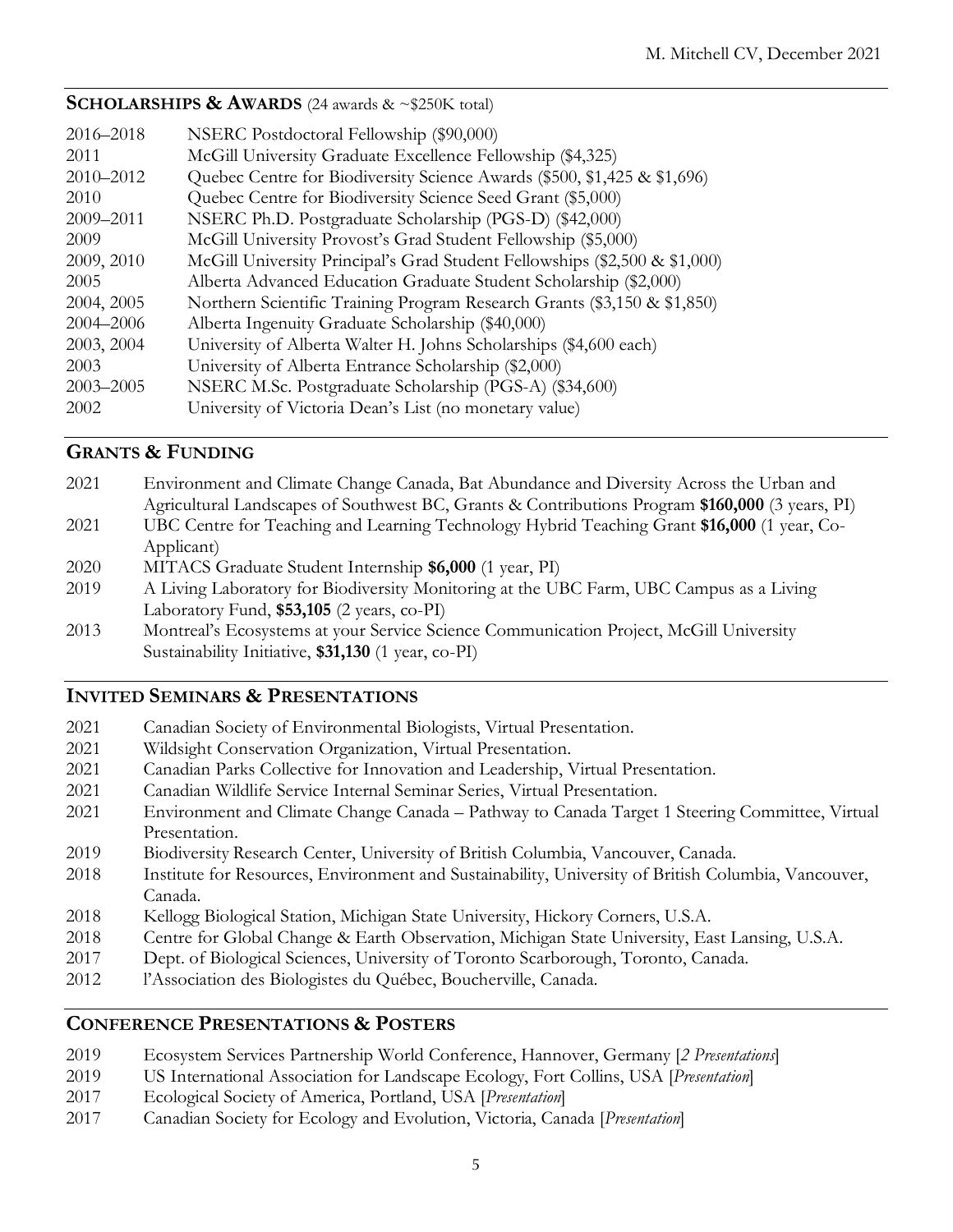## **SCHOLARSHIPS & AWARDS** (24 awards & ~$250K total)

2016–2018 NSERC Postdoctoral Fellowship ($90,000)
2011 McGill University Graduate Excellence Fellowship ($4,325)
2010–2012 Quebec Centre for Biodiversity Science Awards ($500, $1,425 & $1,696)
2010 Quebec Centre for Biodiversity Science Seed Grant ($5,000)
2009–2011 NSERC Ph.D. Postgraduate Scholarship (PGS-D) ($42,000)
2009 McGill University Provost's Grad Student Fellowship ($5,000)
2009, 2010 McGill University Principal's Grad Student Fellowships ($2,500 & $1,000)
2005 Alberta Advanced Education Graduate Student Scholarship ($2,000)
2004, 2005 Northern Scientific Training Program Research Grants ($3,150 & $1,850)
2004–2006 Alberta Ingenuity Graduate Scholarship ($40,000)
2003, 2004 University of Alberta Walter H. Johns Scholarships ($4,600 each)
2003 University of Alberta Entrance Scholarship ($2,000)
2003–2005 NSERC M.Sc. Postgraduate Scholarship (PGS-A) ($34,600)
2002 University of Victoria Dean's List (no monetary value)

## **GRANTS & FUNDING**

2021 Environment and Climate Change Canada, Bat Abundance and Diversity Across the Urban and Agricultural Landscapes of Southwest BC, Grants & Contributions Program **$160,000** (3 years, PI)
2021 UBC Centre for Teaching and Learning Technology Hybrid Teaching Grant **$16,000** (1 year, Co-Applicant)
2020 MITACS Graduate Student Internship **$6,000** (1 year, PI)
2019 A Living Laboratory for Biodiversity Monitoring at the UBC Farm, UBC Campus as a Living Laboratory Fund, **$53,105** (2 years, co-PI)
2013 Montreal's Ecosystems at your Service Science Communication Project, McGill University Sustainability Initiative, **$31,130** (1 year, co-PI)

## **INVITED SEMINARS & PRESENTATIONS**

2021 Canadian Society of Environmental Biologists, Virtual Presentation.
2021 Wildsight Conservation Organization, Virtual Presentation.
2021 Canadian Parks Collective for Innovation and Leadership, Virtual Presentation.
2021 Canadian Wildlife Service Internal Seminar Series, Virtual Presentation.
2021 Environment and Climate Change Canada – Pathway to Canada Target 1 Steering Committee, Virtual Presentation.
2019 Biodiversity Research Center, University of British Columbia, Vancouver, Canada.
2018 Institute for Resources, Environment and Sustainability, University of British Columbia, Vancouver, Canada.
2018 Kellogg Biological Station, Michigan State University, Hickory Corners, U.S.A.
2018 Centre for Global Change & Earth Observation, Michigan State University, East Lansing, U.S.A.
2017 Dept. of Biological Sciences, University of Toronto Scarborough, Toronto, Canada.
2012 l'Association des Biologistes du Québec, Boucherville, Canada.

## **CONFERENCE PRESENTATIONS & POSTERS**

2019 Ecosystem Services Partnership World Conference, Hannover, Germany [*2 Presentations*]
2019 US International Association for Landscape Ecology, Fort Collins, USA [*Presentation*]
2017 Ecological Society of America, Portland, USA [*Presentation*]
2017 Canadian Society for Ecology and Evolution, Victoria, Canada [*Presentation*]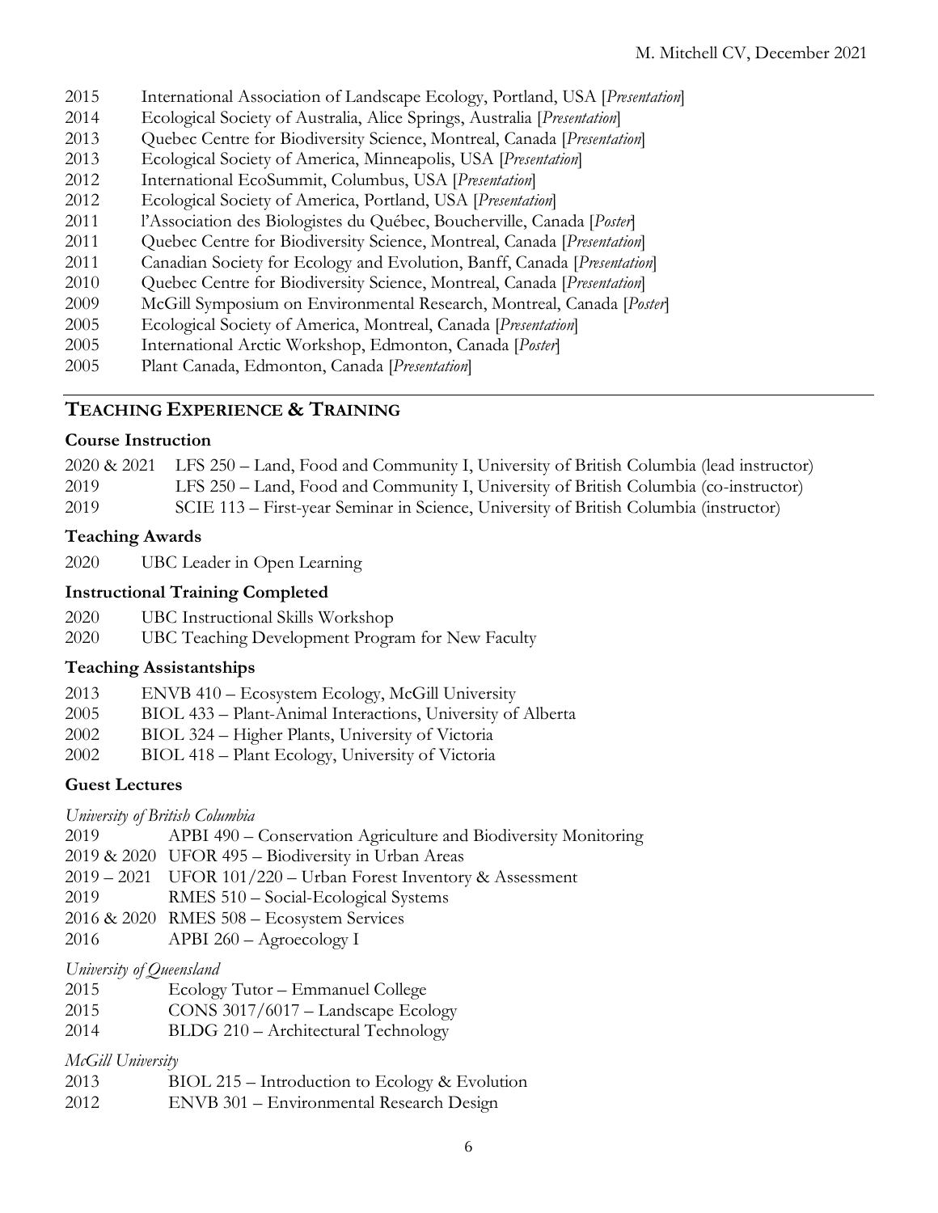2015 International Association of Landscape Ecology, Portland, USA [*Presentation*]
2014 Ecological Society of Australia, Alice Springs, Australia [*Presentation*]
2013 Quebec Centre for Biodiversity Science, Montreal, Canada [*Presentation*]
2013 Ecological Society of America, Minneapolis, USA [*Presentation*]
2012 International EcoSummit, Columbus, USA [*Presentation*]
2012 Ecological Society of America, Portland, USA [*Presentation*]
2011 l'Association des Biologistes du Québec, Boucherville, Canada [*Poster*]
2011 Quebec Centre for Biodiversity Science, Montreal, Canada [*Presentation*]
2011 Canadian Society for Ecology and Evolution, Banff, Canada [*Presentation*]
2010 Quebec Centre for Biodiversity Science, Montreal, Canada [*Presentation*]
2009 McGill Symposium on Environmental Research, Montreal, Canada [*Poster*]
2005 Ecological Society of America, Montreal, Canada [*Presentation*]
2005 International Arctic Workshop, Edmonton, Canada [*Poster*]
2005 Plant Canada, Edmonton, Canada [*Presentation*]

## TEACHING EXPERIENCE & TRAINING

### Course Instruction

2020 & 2021 LFS 250 – Land, Food and Community I, University of British Columbia (lead instructor)
2019 LFS 250 – Land, Food and Community I, University of British Columbia (co-instructor)
2019 SCIE 113 – First-year Seminar in Science, University of British Columbia (instructor)

### Teaching Awards

2020 UBC Leader in Open Learning

### Instructional Training Completed

2020 UBC Instructional Skills Workshop
2020 UBC Teaching Development Program for New Faculty

### Teaching Assistantships

2013 ENVB 410 – Ecosystem Ecology, McGill University
2005 BIOL 433 – Plant-Animal Interactions, University of Alberta
2002 BIOL 324 – Higher Plants, University of Victoria
2002 BIOL 418 – Plant Ecology, University of Victoria

### Guest Lectures

*University of British Columbia*

2019 APBI 490 – Conservation Agriculture and Biodiversity Monitoring
2019 & 2020 UFOR 495 – Biodiversity in Urban Areas
2019 – 2021 UFOR 101/220 – Urban Forest Inventory & Assessment
2019 RMES 510 – Social-Ecological Systems
2016 & 2020 RMES 508 – Ecosystem Services
2016 APBI 260 – Agroecology I

*University of Queensland*

2015 Ecology Tutor – Emmanuel College
2015 CONS 3017/6017 – Landscape Ecology
2014 BLDG 210 – Architectural Technology

*McGill University*

2013 BIOL 215 – Introduction to Ecology & Evolution
2012 ENVB 301 – Environmental Research Design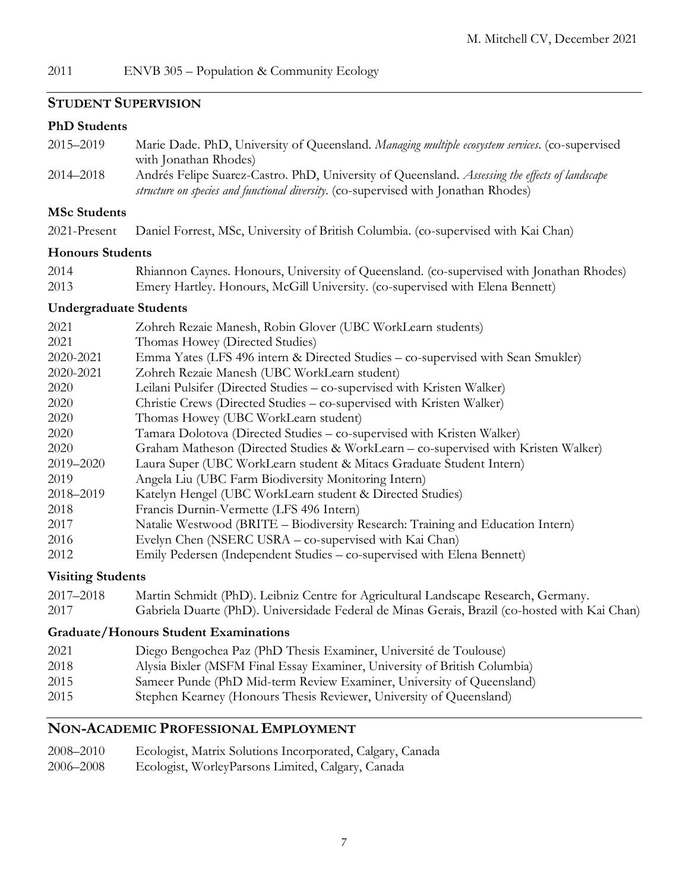2011 ENVB 305 – Population & Community Ecology

## Student Supervision

### PhD Students

2015–2019 Marie Dade. PhD, University of Queensland. *Managing multiple ecosystem services*. (co-supervised with Jonathan Rhodes)

2014–2018 Andrés Felipe Suarez-Castro. PhD, University of Queensland. *Assessing the effects of landscape structure on species and functional diversity*. (co-supervised with Jonathan Rhodes)

### MSc Students

2021-Present Daniel Forrest, MSc, University of British Columbia. (co-supervised with Kai Chan)

### Honours Students

2014 Rhiannon Caynes. Honours, University of Queensland. (co-supervised with Jonathan Rhodes)

2013 Emery Hartley. Honours, McGill University. (co-supervised with Elena Bennett)

### Undergraduate Students

2021 Zohreh Rezaie Manesh, Robin Glover (UBC WorkLearn students)

2021 Thomas Howey (Directed Studies)

2020-2021 Emma Yates (LFS 496 intern & Directed Studies – co-supervised with Sean Smukler)

2020-2021 Zohreh Rezaie Manesh (UBC WorkLearn student)

2020 Leilani Pulsifer (Directed Studies – co-supervised with Kristen Walker)

2020 Christie Crews (Directed Studies – co-supervised with Kristen Walker)

2020 Thomas Howey (UBC WorkLearn student)

2020 Tamara Dolotova (Directed Studies – co-supervised with Kristen Walker)

2020 Graham Matheson (Directed Studies & WorkLearn – co-supervised with Kristen Walker)

2019–2020 Laura Super (UBC WorkLearn student & Mitacs Graduate Student Intern)

2019 Angela Liu (UBC Farm Biodiversity Monitoring Intern)

2018–2019 Katelyn Hengel (UBC WorkLearn student & Directed Studies)

2018 Francis Durnin-Vermette (LFS 496 Intern)

2017 Natalie Westwood (BRITE – Biodiversity Research: Training and Education Intern)

2016 Evelyn Chen (NSERC USRA – co-supervised with Kai Chan)

2012 Emily Pedersen (Independent Studies – co-supervised with Elena Bennett)

### Visiting Students

2017–2018 Martin Schmidt (PhD). Leibniz Centre for Agricultural Landscape Research, Germany.

2017 Gabriela Duarte (PhD). Universidade Federal de Minas Gerais, Brazil (co-hosted with Kai Chan)

### Graduate/Honours Student Examinations

2021 Diego Bengochea Paz (PhD Thesis Examiner, Université de Toulouse)

2018 Alysia Bixler (MSFM Final Essay Examiner, University of British Columbia)

2015 Sameer Punde (PhD Mid-term Review Examiner, University of Queensland)

2015 Stephen Kearney (Honours Thesis Reviewer, University of Queensland)

## Non-Academic Professional Employment

2008–2010 Ecologist, Matrix Solutions Incorporated, Calgary, Canada

2006–2008 Ecologist, WorleyParsons Limited, Calgary, Canada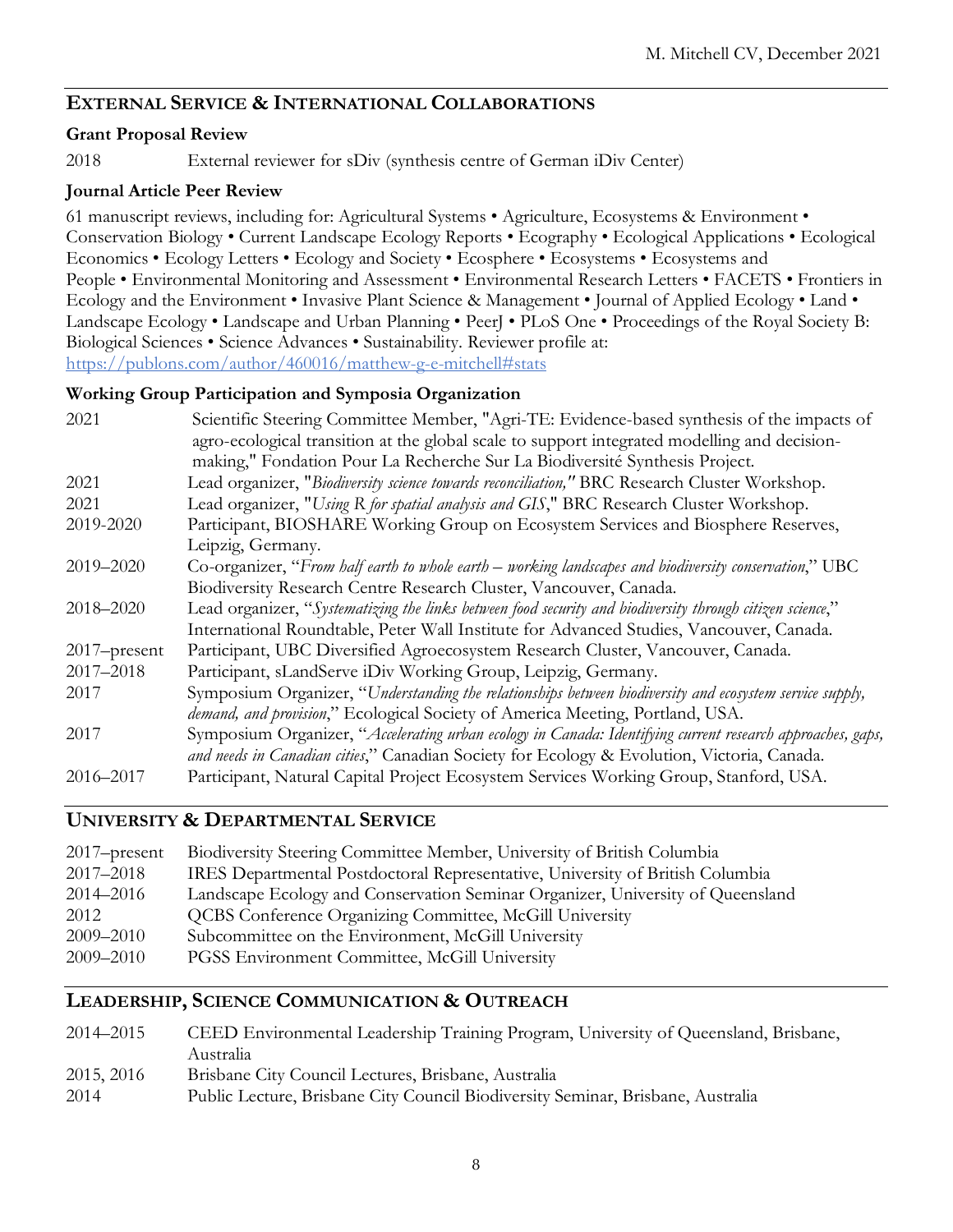## EXTERNAL SERVICE & INTERNATIONAL COLLABORATIONS

### Grant Proposal Review

2018 External reviewer for sDiv (synthesis centre of German iDiv Center)

### Journal Article Peer Review

61 manuscript reviews, including for: Agricultural Systems • Agriculture, Ecosystems & Environment • Conservation Biology • Current Landscape Ecology Reports • Ecography • Ecological Applications • Ecological Economics • Ecology Letters • Ecology and Society • Ecosphere • Ecosystems • Ecosystems and People • Environmental Monitoring and Assessment • Environmental Research Letters • FACETS • Frontiers in Ecology and the Environment • Invasive Plant Science & Management • Journal of Applied Ecology • Land • Landscape Ecology • Landscape and Urban Planning • PeerJ • PLoS One • Proceedings of the Royal Society B: Biological Sciences • Science Advances • Sustainability. Reviewer profile at: https://publons.com/author/460016/matthew-g-e-mitchell#stats

### Working Group Participation and Symposia Organization

- 2021 Scientific Steering Committee Member, "Agri-TE: Evidence-based synthesis of the impacts of agro-ecological transition at the global scale to support integrated modelling and decision-making," Fondation Pour La Recherche Sur La Biodiversité Synthesis Project.
- 2021 Lead organizer, "*Biodiversity science towards reconciliation,*" BRC Research Cluster Workshop.
- 2021 Lead organizer, "*Using R for spatial analysis and GIS*," BRC Research Cluster Workshop.
- 2019-2020 Participant, BIOSHARE Working Group on Ecosystem Services and Biosphere Reserves, Leipzig, Germany.
- 2019–2020 Co-organizer, "*From half earth to whole earth – working landscapes and biodiversity conservation*," UBC Biodiversity Research Centre Research Cluster, Vancouver, Canada.
- 2018–2020 Lead organizer, "*Systematizing the links between food security and biodiversity through citizen science*," International Roundtable, Peter Wall Institute for Advanced Studies, Vancouver, Canada.
- 2017–present Participant, UBC Diversified Agroecosystem Research Cluster, Vancouver, Canada.
- 2017–2018 Participant, sLandServe iDiv Working Group, Leipzig, Germany.
- 2017 Symposium Organizer, "*Understanding the relationships between biodiversity and ecosystem service supply, demand, and provision*," Ecological Society of America Meeting, Portland, USA.
- 2017 Symposium Organizer, "*Accelerating urban ecology in Canada: Identifying current research approaches, gaps, and needs in Canadian cities*," Canadian Society for Ecology & Evolution, Victoria, Canada.
- 2016–2017 Participant, Natural Capital Project Ecosystem Services Working Group, Stanford, USA.

## UNIVERSITY & DEPARTMENTAL SERVICE

- 2017–present Biodiversity Steering Committee Member, University of British Columbia
- 2017–2018 IRES Departmental Postdoctoral Representative, University of British Columbia
- 2014–2016 Landscape Ecology and Conservation Seminar Organizer, University of Queensland
- 2012 QCBS Conference Organizing Committee, McGill University
- 2009–2010 Subcommittee on the Environment, McGill University
- 2009–2010 PGSS Environment Committee, McGill University

## LEADERSHIP, SCIENCE COMMUNICATION & OUTREACH

- 2014–2015 CEED Environmental Leadership Training Program, University of Queensland, Brisbane, Australia
- 2015, 2016 Brisbane City Council Lectures, Brisbane, Australia
- 2014 Public Lecture, Brisbane City Council Biodiversity Seminar, Brisbane, Australia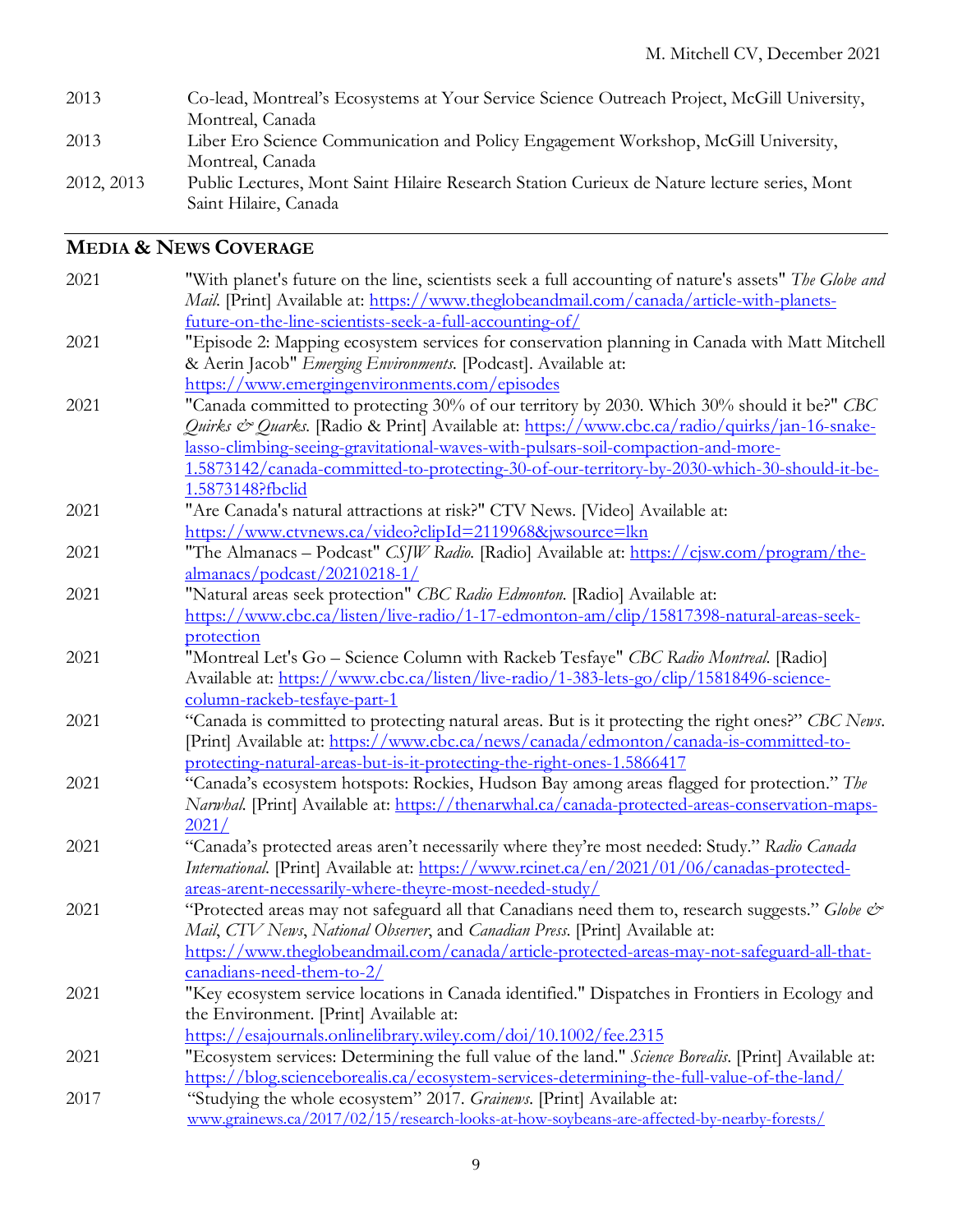| | |
|---|---|
| 2013 | Co-lead, Montreal's Ecosystems at Your Service Science Outreach Project, McGill University, Montreal, Canada |
| 2013 | Liber Ero Science Communication and Policy Engagement Workshop, McGill University, Montreal, Canada |
| 2012, 2013 | Public Lectures, Mont Saint Hilaire Research Station Curieux de Nature lecture series, Mont Saint Hilaire, Canada |

## MEDIA & NEWS COVERAGE

| | |
|---|---|
| 2021 | "With planet's future on the line, scientists seek a full accounting of nature's assets" *The Globe and Mail*. [Print] Available at: https://www.theglobeandmail.com/canada/article-with-planets-future-on-the-line-scientists-seek-a-full-accounting-of/ |
| 2021 | "Episode 2: Mapping ecosystem services for conservation planning in Canada with Matt Mitchell & Aerin Jacob" *Emerging Environments*. [Podcast]. Available at: https://www.emergingenvironments.com/episodes |
| 2021 | "Canada committed to protecting 30% of our territory by 2030. Which 30% should it be?" *CBC Quirks & Quarks*. [Radio & Print] Available at: https://www.cbc.ca/radio/quirks/jan-16-snake-lasso-climbing-seeing-gravitational-waves-with-pulsars-soil-compaction-and-more-1.5873142/canada-committed-to-protecting-30-of-our-territory-by-2030-which-30-should-it-be-1.5873148?fbclid |
| 2021 | "Are Canada's natural attractions at risk?" CTV News. [Video] Available at: https://www.ctvnews.ca/video?clipId=2119968&jwsource=lkn |
| 2021 | "The Almanacs – Podcast" *CSJW Radio*. [Radio] Available at: https://cjsw.com/program/the-almanacs/podcast/20210218-1/ |
| 2021 | "Natural areas seek protection" *CBC Radio Edmonton*. [Radio] Available at: https://www.cbc.ca/listen/live-radio/1-17-edmonton-am/clip/15817398-natural-areas-seek-protection |
| 2021 | "Montreal Let's Go – Science Column with Rackeb Tesfaye" *CBC Radio Montreal*. [Radio] Available at: https://www.cbc.ca/listen/live-radio/1-383-lets-go/clip/15818496-science-column-rackeb-tesfaye-part-1 |
| 2021 | "Canada is committed to protecting natural areas. But is it protecting the right ones?" *CBC News*. [Print] Available at: https://www.cbc.ca/news/canada/edmonton/canada-is-committed-to-protecting-natural-areas-but-is-it-protecting-the-right-ones-1.5866417 |
| 2021 | "Canada's ecosystem hotspots: Rockies, Hudson Bay among areas flagged for protection." *The Narwhal*. [Print] Available at: https://thenarwhal.ca/canada-protected-areas-conservation-maps-2021/ |
| 2021 | "Canada's protected areas aren't necessarily where they're most needed: Study." *Radio Canada International*. [Print] Available at: https://www.rcinet.ca/en/2021/01/06/canadas-protected-areas-arent-necessarily-where-theyre-most-needed-study/ |
| 2021 | "Protected areas may not safeguard all that Canadians need them to, research suggests." *Globe & Mail*, *CTV News*, *National Observer*, and *Canadian Press*. [Print] Available at: https://www.theglobeandmail.com/canada/article-protected-areas-may-not-safeguard-all-that-canadians-need-them-to-2/ |
| 2021 | "Key ecosystem service locations in Canada identified." Dispatches in Frontiers in Ecology and the Environment. [Print] Available at: https://esajournals.onlinelibrary.wiley.com/doi/10.1002/fee.2315 |
| 2021 | "Ecosystem services: Determining the full value of the land." *Science Borealis*. [Print] Available at: https://blog.scienceborealis.ca/ecosystem-services-determining-the-full-value-of-the-land/ |
| 2017 | "Studying the whole ecosystem" 2017. *Grainews*. [Print] Available at: www.grainews.ca/2017/02/15/research-looks-at-how-soybeans-are-affected-by-nearby-forests/ |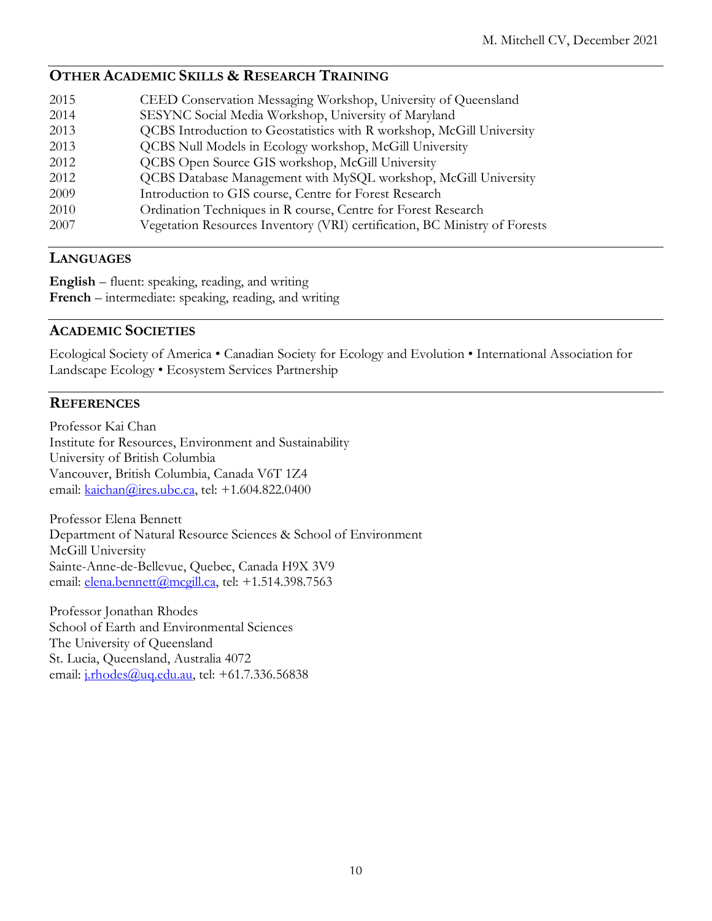## Other Academic Skills & Research Training

| | |
|---|---|
| 2015 | CEED Conservation Messaging Workshop, University of Queensland |
| 2014 | SESYNC Social Media Workshop, University of Maryland |
| 2013 | QCBS Introduction to Geostatistics with R workshop, McGill University |
| 2013 | QCBS Null Models in Ecology workshop, McGill University |
| 2012 | QCBS Open Source GIS workshop, McGill University |
| 2012 | QCBS Database Management with MySQL workshop, McGill University |
| 2009 | Introduction to GIS course, Centre for Forest Research |
| 2010 | Ordination Techniques in R course, Centre for Forest Research |
| 2007 | Vegetation Resources Inventory (VRI) certification, BC Ministry of Forests |

## Languages

**English** – fluent: speaking, reading, and writing
**French** – intermediate: speaking, reading, and writing

## Academic Societies

Ecological Society of America • Canadian Society for Ecology and Evolution • International Association for Landscape Ecology • Ecosystem Services Partnership

## References

Professor Kai Chan
Institute for Resources, Environment and Sustainability
University of British Columbia
Vancouver, British Columbia, Canada V6T 1Z4
email: kaichan@ires.ubc.ca, tel: +1.604.822.0400

Professor Elena Bennett
Department of Natural Resource Sciences & School of Environment
McGill University
Sainte-Anne-de-Bellevue, Quebec, Canada H9X 3V9
email: elena.bennett@mcgill.ca, tel: +1.514.398.7563

Professor Jonathan Rhodes
School of Earth and Environmental Sciences
The University of Queensland
St. Lucia, Queensland, Australia 4072
email: j.rhodes@uq.edu.au, tel: +61.7.336.56838